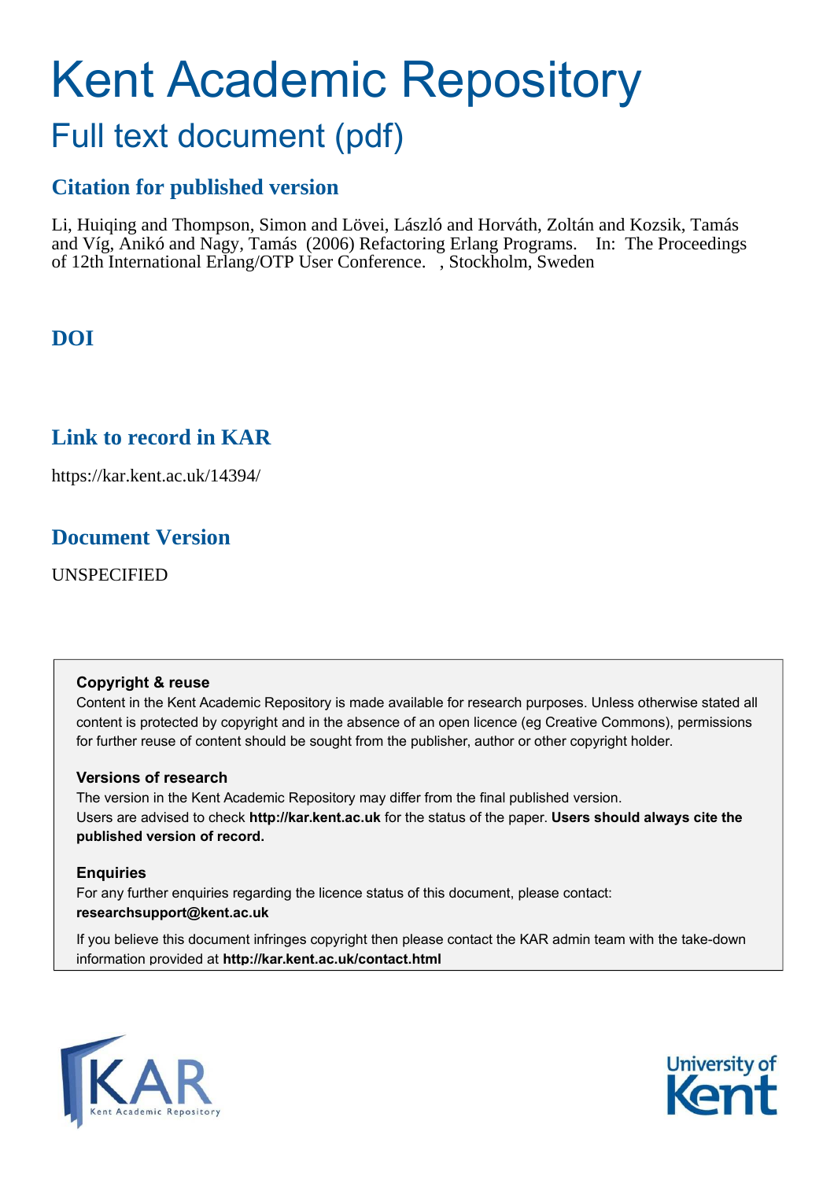# Kent Academic Repository

## Full text document (pdf)

### Citation for published version

Li, Huiqing and Thompson, Simon and Lövei, László and Horváth, Zoltán and Kozsik, Tamás and Víg, Anikó and Nagy, Tamás (2006) Refactoring Erlang Programs. In: The Proceedings of 12th International Erlang/OTP User Conference. , Stockholm, Sweden

### DOI

### Link to record in KAR

https://kar.kent.ac.uk/14394/

### Document Version

UNSPECIFIED

**Copyright & reuse**

Content in the Kent Academic Repository is made available for research purposes. Unless otherwise stated all content is protected by copyright and in the absence of an open licence (eg Creative Commons), permissions for further reuse of content should be sought from the publisher, author or other copyright holder.

**Versions of research**

The version in the Kent Academic Repository may differ from the final published version. Users are advised to check **http://kar.kent.ac.uk** for the status of the paper. **Users should always cite the published version of record.**

**Enquiries**

For any further enquiries regarding the licence status of this document, please contact: **researchsupport@kent.ac.uk**

If you believe this document infringes copyright then please contact the KAR admin team with the take-down information provided at **http://kar.kent.ac.uk/contact.html**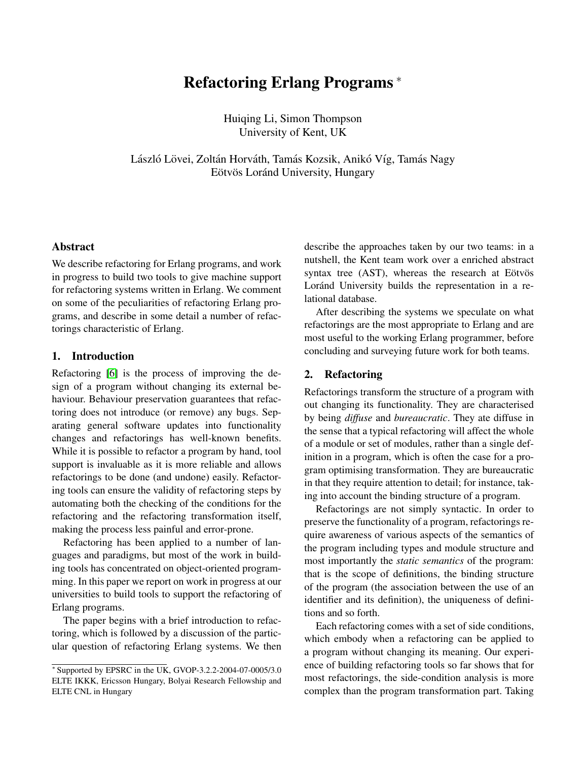# Refactoring Erlang Programs *

Huiqing Li, Simon Thompson
University of Kent, UK

László Lövei, Zoltán Horváth, Tamás Kozsik, Anikó Víg, Tamás Nagy
Eötvös Loránd University, Hungary

## Abstract

We describe refactoring for Erlang programs, and work in progress to build two tools to give machine support for refactoring systems written in Erlang. We comment on some of the peculiarities of refactoring Erlang programs, and describe in some detail a number of refactorings characteristic of Erlang.

## 1. Introduction

Refactoring [6] is the process of improving the design of a program without changing its external behaviour. Behaviour preservation guarantees that refactoring does not introduce (or remove) any bugs. Separating general software updates into functionality changes and refactorings has well-known benefits. While it is possible to refactor a program by hand, tool support is invaluable as it is more reliable and allows refactorings to be done (and undone) easily. Refactoring tools can ensure the validity of refactoring steps by automating both the checking of the conditions for the refactoring and the refactoring transformation itself, making the process less painful and error-prone.

Refactoring has been applied to a number of languages and paradigms, but most of the work in building tools has concentrated on object-oriented programming. In this paper we report on work in progress at our universities to build tools to support the refactoring of Erlang programs.

The paper begins with a brief introduction to refactoring, which is followed by a discussion of the particular question of refactoring Erlang systems. We then describe the approaches taken by our two teams: in a nutshell, the Kent team work over a enriched abstract syntax tree (AST), whereas the research at Eötvös Loránd University builds the representation in a relational database.

After describing the systems we speculate on what refactorings are the most appropriate to Erlang and are most useful to the working Erlang programmer, before concluding and surveying future work for both teams.

## 2. Refactoring

Refactorings transform the structure of a program with out changing its functionality. They are characterised by being *diffuse* and *bureaucratic*. They ate diffuse in the sense that a typical refactoring will affect the whole of a module or set of modules, rather than a single definition in a program, which is often the case for a program optimising transformation. They are bureaucratic in that they require attention to detail; for instance, taking into account the binding structure of a program.

Refactorings are not simply syntactic. In order to preserve the functionality of a program, refactorings require awareness of various aspects of the semantics of the program including types and module structure and most importantly the *static semantics* of the program: that is the scope of definitions, the binding structure of the program (the association between the use of an identifier and its definition), the uniqueness of definitions and so forth.

Each refactoring comes with a set of side conditions, which embody when a refactoring can be applied to a program without changing its meaning. Our experience of building refactoring tools so far shows that for most refactorings, the side-condition analysis is more complex than the program transformation part. Taking

* Supported by EPSRC in the UK, GVOP-3.2.2-2004-07-0005/3.0 ELTE IKKK, Ericsson Hungary, Bolyai Research Fellowship and ELTE CNL in Hungary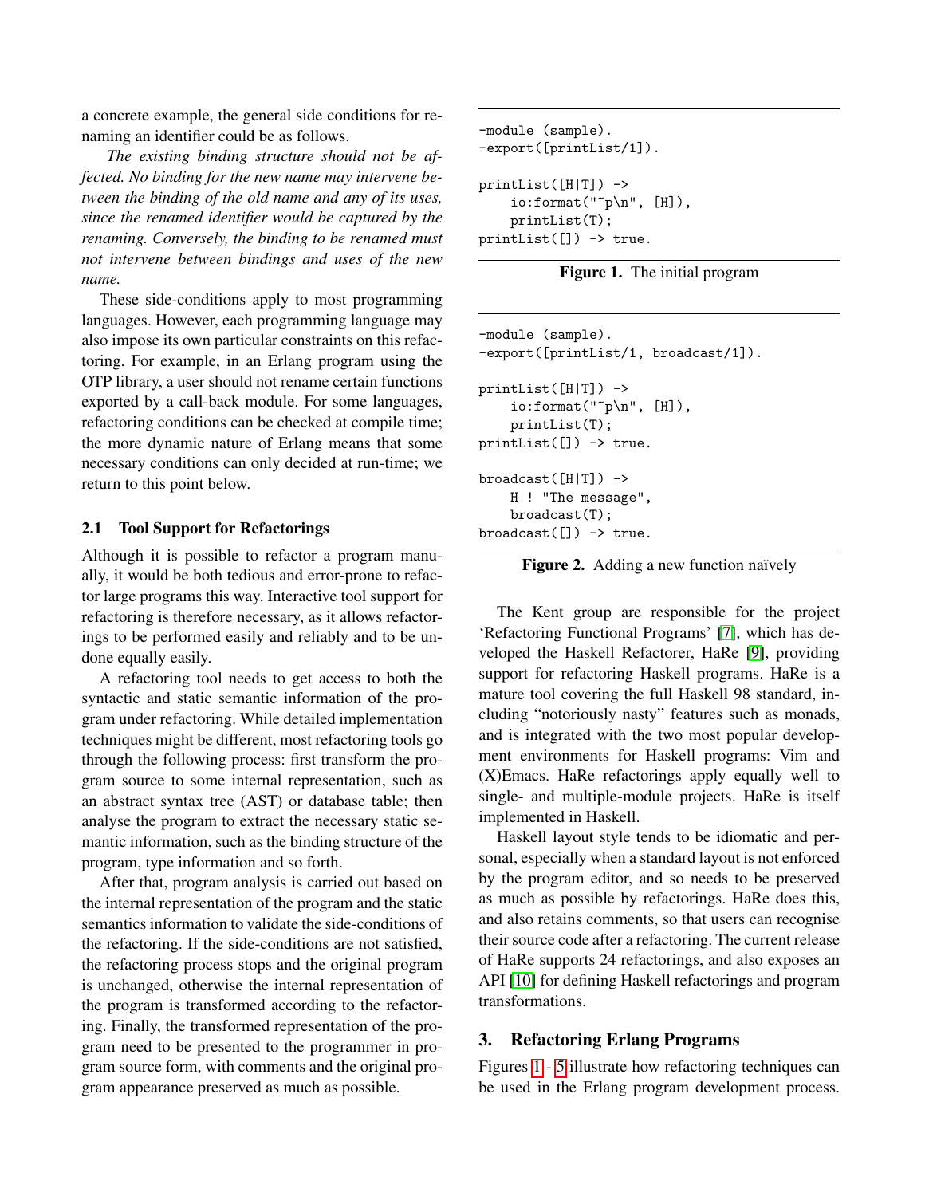a concrete example, the general side conditions for renaming an identifier could be as follows.

*The existing binding structure should not be affected. No binding for the new name may intervene between the binding of the old name and any of its uses, since the renamed identifier would be captured by the renaming. Conversely, the binding to be renamed must not intervene between bindings and uses of the new name.*

These side-conditions apply to most programming languages. However, each programming language may also impose its own particular constraints on this refactoring. For example, in an Erlang program using the OTP library, a user should not rename certain functions exported by a call-back module. For some languages, refactoring conditions can be checked at compile time; the more dynamic nature of Erlang means that some necessary conditions can only decided at run-time; we return to this point below.

### 2.1 Tool Support for Refactorings

Although it is possible to refactor a program manually, it would be both tedious and error-prone to refactor large programs this way. Interactive tool support for refactoring is therefore necessary, as it allows refactorings to be performed easily and reliably and to be undone equally easily.

A refactoring tool needs to get access to both the syntactic and static semantic information of the program under refactoring. While detailed implementation techniques might be different, most refactoring tools go through the following process: first transform the program source to some internal representation, such as an abstract syntax tree (AST) or database table; then analyse the program to extract the necessary static semantic information, such as the binding structure of the program, type information and so forth.

After that, program analysis is carried out based on the internal representation of the program and the static semantics information to validate the side-conditions of the refactoring. If the side-conditions are not satisfied, the refactoring process stops and the original program is unchanged, otherwise the internal representation of the program is transformed according to the refactoring. Finally, the transformed representation of the program need to be presented to the programmer in program source form, with comments and the original program appearance preserved as much as possible.

```
-module (sample).
-export([printList/1]).

printList([H|T]) ->
    io:format("~p\n", [H]),
    printList(T);
printList([]) -> true.
```

**Figure 1.** The initial program

```
-module (sample).
-export([printList/1, broadcast/1]).

printList([H|T]) ->
    io:format("~p\n", [H]),
    printList(T);
printList([]) -> true.

broadcast([H|T]) ->
    H ! "The message",
    broadcast(T);
broadcast([]) -> true.
```

**Figure 2.** Adding a new function naïvely

The Kent group are responsible for the project 'Refactoring Functional Programs' [7], which has developed the Haskell Refactorer, HaRe [9], providing support for refactoring Haskell programs. HaRe is a mature tool covering the full Haskell 98 standard, including "notoriously nasty" features such as monads, and is integrated with the two most popular development environments for Haskell programs: Vim and (X)Emacs. HaRe refactorings apply equally well to single- and multiple-module projects. HaRe is itself implemented in Haskell.

Haskell layout style tends to be idiomatic and personal, especially when a standard layout is not enforced by the program editor, and so needs to be preserved as much as possible by refactorings. HaRe does this, and also retains comments, so that users can recognise their source code after a refactoring. The current release of HaRe supports 24 refactorings, and also exposes an API [10] for defining Haskell refactorings and program transformations.

## 3. Refactoring Erlang Programs

Figures 1 - 5 illustrate how refactoring techniques can be used in the Erlang program development process.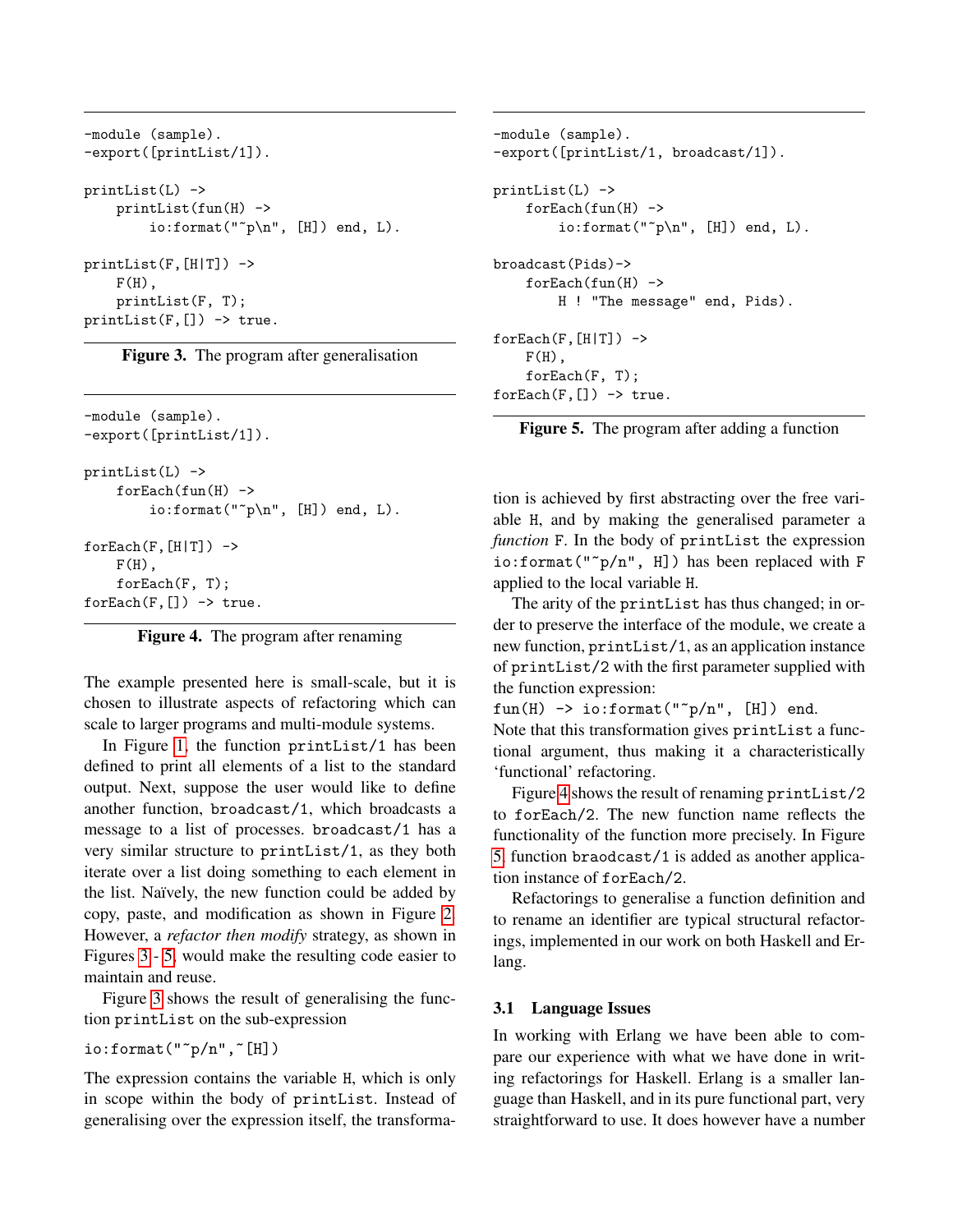```
-module (sample).
-export([printList/1]).

printList(L) ->
    printList(fun(H) ->
        io:format("~p\n", [H]) end, L).

printList(F,[H|T]) ->
    F(H),
    printList(F, T);
printList(F,[]) -> true.
```

**Figure 3.** The program after generalisation

```
-module (sample).
-export([printList/1]).

printList(L) ->
    forEach(fun(H) ->
        io:format("~p\n", [H]) end, L).

forEach(F,[H|T]) ->
    F(H),
    forEach(F, T);
forEach(F,[]) -> true.
```

**Figure 4.** The program after renaming

The example presented here is small-scale, but it is chosen to illustrate aspects of refactoring which can scale to larger programs and multi-module systems.

In Figure 1, the function `printList/1` has been defined to print all elements of a list to the standard output. Next, suppose the user would like to define another function, `broadcast/1`, which broadcasts a message to a list of processes. `broadcast/1` has a very similar structure to `printList/1`, as they both iterate over a list doing something to each element in the list. Naïvely, the new function could be added by copy, paste, and modification as shown in Figure 2. However, a *refactor then modify* strategy, as shown in Figures 3 - 5, would make the resulting code easier to maintain and reuse.

Figure 3 shows the result of generalising the function `printList` on the sub-expression

`io:format("~p/n",~[H])`

The expression contains the variable `H`, which is only in scope within the body of `printList`. Instead of generalising over the expression itself, the transformation is achieved by first abstracting over the free variable `H`, and by making the generalised parameter a *function* `F`. In the body of `printList` the expression `io:format("~p/n", H])` has been replaced with `F` applied to the local variable `H`.

```
-module (sample).
-export([printList/1, broadcast/1]).

printList(L) ->
    forEach(fun(H) ->
        io:format("~p\n", [H]) end, L).

broadcast(Pids)->
    forEach(fun(H) ->
        H ! "The message" end, Pids).

forEach(F,[H|T]) ->
    F(H),
    forEach(F, T);
forEach(F,[]) -> true.
```

**Figure 5.** The program after adding a function

The arity of the `printList` has thus changed; in order to preserve the interface of the module, we create a new function, `printList/1`, as an application instance of `printList/2` with the first parameter supplied with the function expression:
`fun(H) -> io:format("~p/n", [H]) end`.
Note that this transformation gives `printList` a functional argument, thus making it a characteristically 'functional' refactoring.

Figure 4 shows the result of renaming `printList/2` to `forEach/2`. The new function name reflects the functionality of the function more precisely. In Figure 5, function `braodcast/1` is added as another application instance of `forEach/2`.

Refactorings to generalise a function definition and to rename an identifier are typical structural refactorings, implemented in our work on both Haskell and Erlang.

### 3.1 Language Issues

In working with Erlang we have been able to compare our experience with what we have done in writing refactorings for Haskell. Erlang is a smaller language than Haskell, and in its pure functional part, very straightforward to use. It does however have a number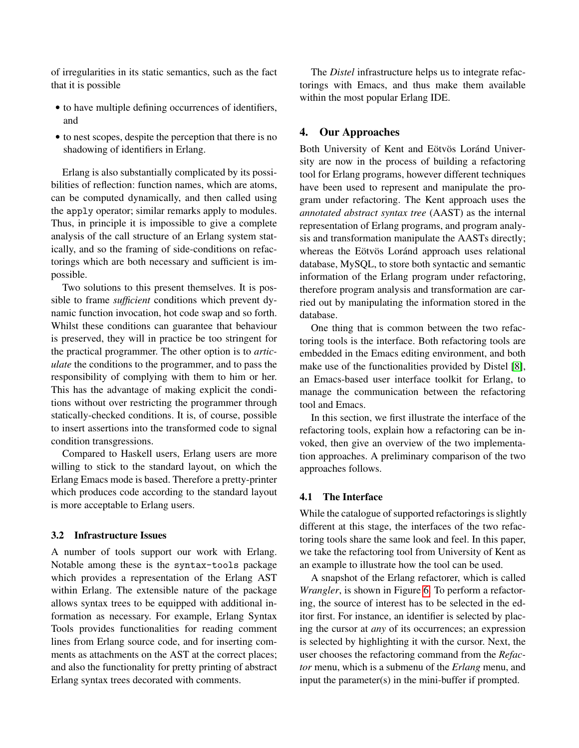of irregularities in its static semantics, such as the fact that it is possible

- to have multiple defining occurrences of identifiers, and
- to nest scopes, despite the perception that there is no shadowing of identifiers in Erlang.

Erlang is also substantially complicated by its possibilities of reflection: function names, which are atoms, can be computed dynamically, and then called using the `apply` operator; similar remarks apply to modules. Thus, in principle it is impossible to give a complete analysis of the call structure of an Erlang system statically, and so the framing of side-conditions on refactorings which are both necessary and sufficient is impossible.

Two solutions to this present themselves. It is possible to frame *sufficient* conditions which prevent dynamic function invocation, hot code swap and so forth. Whilst these conditions can guarantee that behaviour is preserved, they will in practice be too stringent for the practical programmer. The other option is to *articulate* the conditions to the programmer, and to pass the responsibility of complying with them to him or her. This has the advantage of making explicit the conditions without over restricting the programmer through statically-checked conditions. It is, of course, possible to insert assertions into the transformed code to signal condition transgressions.

Compared to Haskell users, Erlang users are more willing to stick to the standard layout, on which the Erlang Emacs mode is based. Therefore a pretty-printer which produces code according to the standard layout is more acceptable to Erlang users.

### 3.2 Infrastructure Issues

A number of tools support our work with Erlang. Notable among these is the `syntax-tools` package which provides a representation of the Erlang AST within Erlang. The extensible nature of the package allows syntax trees to be equipped with additional information as necessary. For example, Erlang Syntax Tools provides functionalities for reading comment lines from Erlang source code, and for inserting comments as attachments on the AST at the correct places; and also the functionality for pretty printing of abstract Erlang syntax trees decorated with comments.

The *Distel* infrastructure helps us to integrate refactorings with Emacs, and thus make them available within the most popular Erlang IDE.

## 4. Our Approaches

Both University of Kent and Eötvös Loránd University are now in the process of building a refactoring tool for Erlang programs, however different techniques have been used to represent and manipulate the program under refactoring. The Kent approach uses the *annotated abstract syntax tree* (AAST) as the internal representation of Erlang programs, and program analysis and transformation manipulate the AASTs directly; whereas the Eötvös Loránd approach uses relational database, MySQL, to store both syntactic and semantic information of the Erlang program under refactoring, therefore program analysis and transformation are carried out by manipulating the information stored in the database.

One thing that is common between the two refactoring tools is the interface. Both refactoring tools are embedded in the Emacs editing environment, and both make use of the functionalities provided by Distel [8], an Emacs-based user interface toolkit for Erlang, to manage the communication between the refactoring tool and Emacs.

In this section, we first illustrate the interface of the refactoring tools, explain how a refactoring can be invoked, then give an overview of the two implementation approaches. A preliminary comparison of the two approaches follows.

### 4.1 The Interface

While the catalogue of supported refactorings is slightly different at this stage, the interfaces of the two refactoring tools share the same look and feel. In this paper, we take the refactoring tool from University of Kent as an example to illustrate how the tool can be used.

A snapshot of the Erlang refactorer, which is called *Wrangler*, is shown in Figure 6. To perform a refactoring, the source of interest has to be selected in the editor first. For instance, an identifier is selected by placing the cursor at *any* of its occurrences; an expression is selected by highlighting it with the cursor. Next, the user chooses the refactoring command from the *Refactor* menu, which is a submenu of the *Erlang* menu, and input the parameter(s) in the mini-buffer if prompted.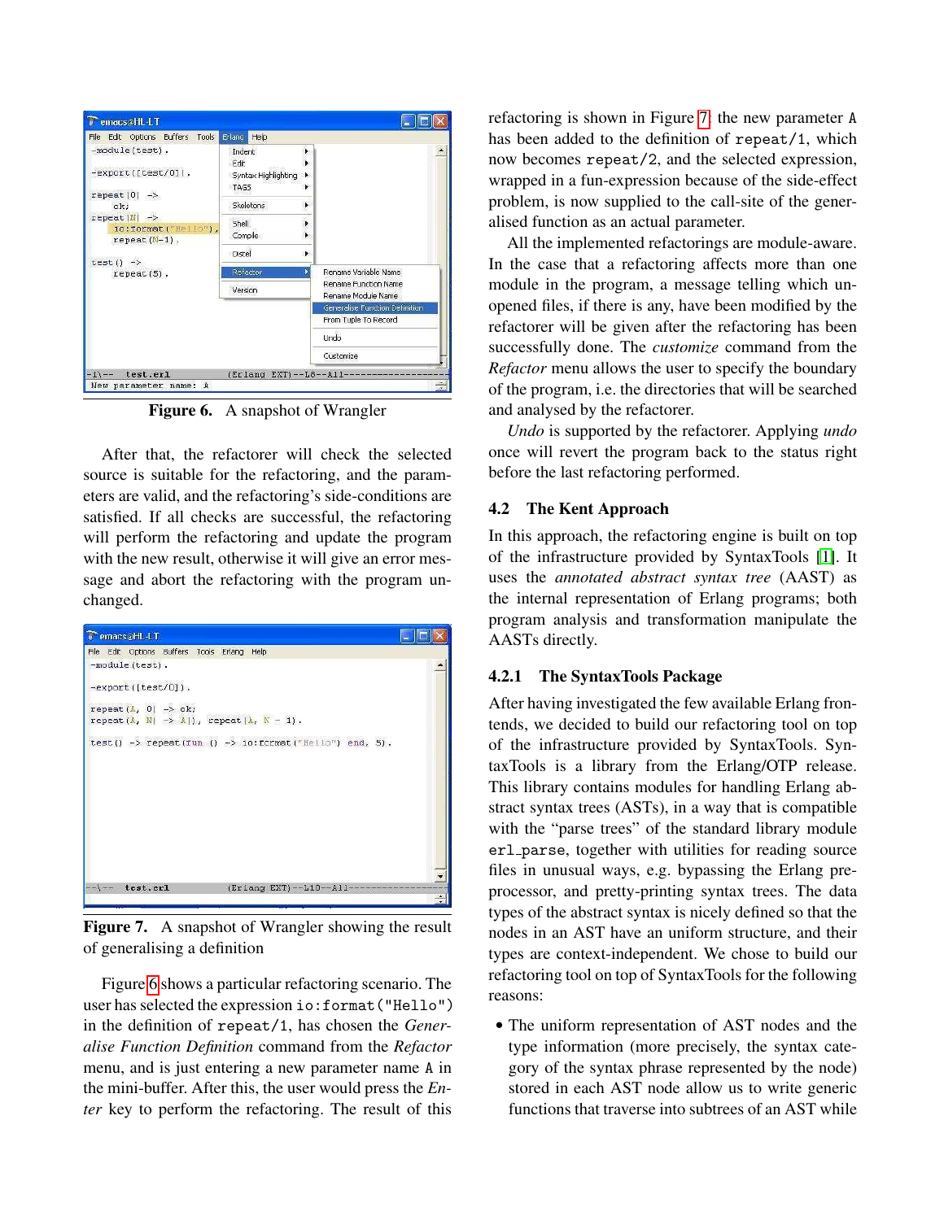Figure 6. A snapshot of Wrangler

After that, the refactorer will check the selected source is suitable for the refactoring, and the parameters are valid, and the refactoring's side-conditions are satisfied. If all checks are successful, the refactoring will perform the refactoring and update the program with the new result, otherwise it will give an error message and abort the refactoring with the program unchanged.

Figure 7. A snapshot of Wrangler showing the result of generalising a definition

Figure 6 shows a particular refactoring scenario. The user has selected the expression `io:format("Hello")` in the definition of `repeat/1`, has chosen the *Generalise Function Definition* command from the *Refactor* menu, and is just entering a new parameter name `A` in the mini-buffer. After this, the user would press the *Enter* key to perform the refactoring. The result of this refactoring is shown in Figure 7: the new parameter `A` has been added to the definition of `repeat/1`, which now becomes `repeat/2`, and the selected expression, wrapped in a fun-expression because of the side-effect problem, is now supplied to the call-site of the generalised function as an actual parameter.

All the implemented refactorings are module-aware. In the case that a refactoring affects more than one module in the program, a message telling which unopened files, if there is any, have been modified by the refactorer will be given after the refactoring has been successfully done. The *customize* command from the *Refactor* menu allows the user to specify the boundary of the program, i.e. the directories that will be searched and analysed by the refactorer.

*Undo* is supported by the refactorer. Applying *undo* once will revert the program back to the status right before the last refactoring performed.

## 4.2 The Kent Approach

In this approach, the refactoring engine is built on top of the infrastructure provided by SyntaxTools [1]. It uses the *annotated abstract syntax tree* (AAST) as the internal representation of Erlang programs; both program analysis and transformation manipulate the AASTs directly.

### 4.2.1 The SyntaxTools Package

After having investigated the few available Erlang frontends, we decided to build our refactoring tool on top of the infrastructure provided by SyntaxTools. SyntaxTools is a library from the Erlang/OTP release. This library contains modules for handling Erlang abstract syntax trees (ASTs), in a way that is compatible with the "parse trees" of the standard library module `erl_parse`, together with utilities for reading source files in unusual ways, e.g. bypassing the Erlang preprocessor, and pretty-printing syntax trees. The data types of the abstract syntax is nicely defined so that the nodes in an AST have an uniform structure, and their types are context-independent. We chose to build our refactoring tool on top of SyntaxTools for the following reasons:

- The uniform representation of AST nodes and the type information (more precisely, the syntax category of the syntax phrase represented by the node) stored in each AST node allow us to write generic functions that traverse into subtrees of an AST while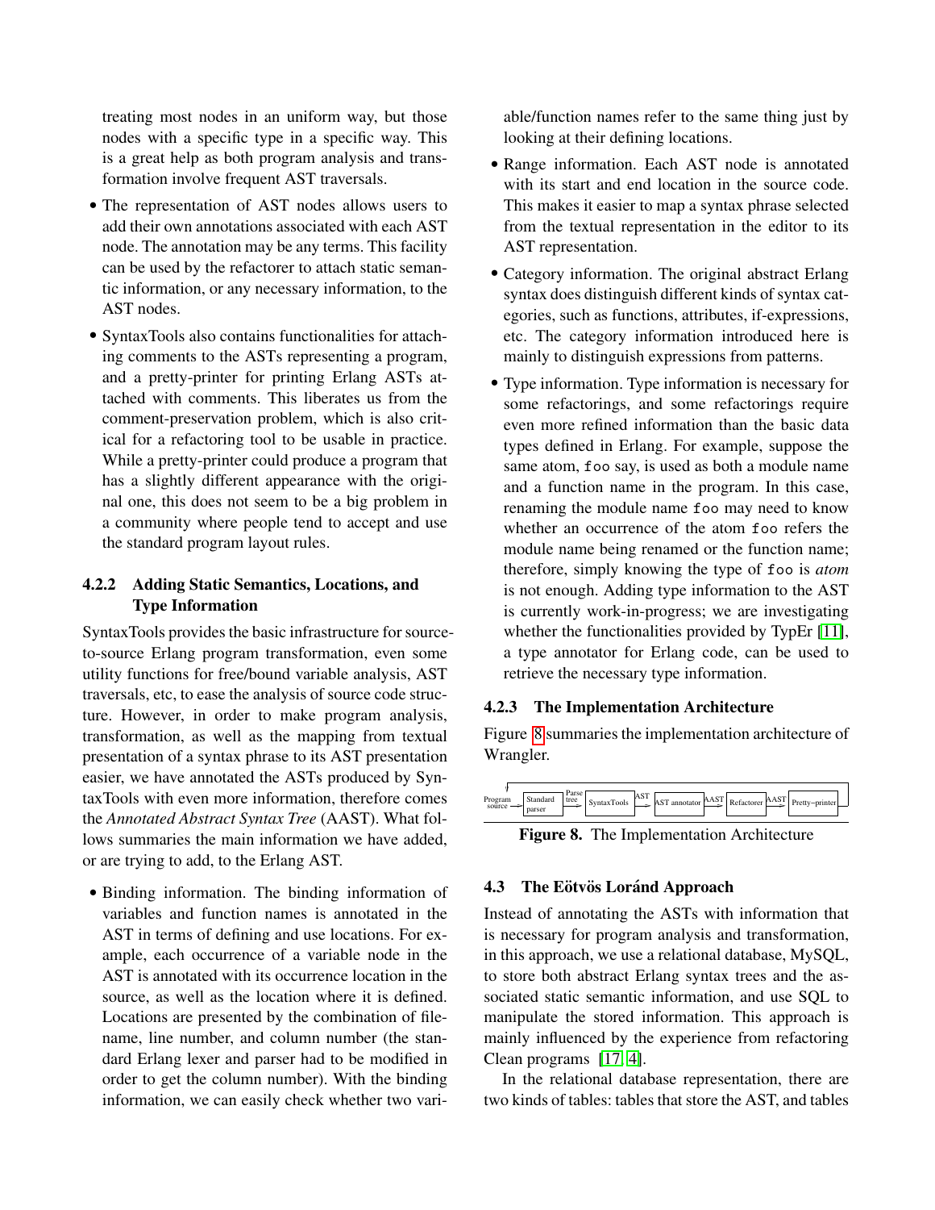treating most nodes in an uniform way, but those nodes with a specific type in a specific way. This is a great help as both program analysis and transformation involve frequent AST traversals.

- The representation of AST nodes allows users to add their own annotations associated with each AST node. The annotation may be any terms. This facility can be used by the refactorer to attach static semantic information, or any necessary information, to the AST nodes.
- SyntaxTools also contains functionalities for attaching comments to the ASTs representing a program, and a pretty-printer for printing Erlang ASTs attached with comments. This liberates us from the comment-preservation problem, which is also critical for a refactoring tool to be usable in practice. While a pretty-printer could produce a program that has a slightly different appearance with the original one, this does not seem to be a big problem in a community where people tend to accept and use the standard program layout rules.

#### 4.2.2 Adding Static Semantics, Locations, and Type Information

SyntaxTools provides the basic infrastructure for source-to-source Erlang program transformation, even some utility functions for free/bound variable analysis, AST traversals, etc, to ease the analysis of source code structure. However, in order to make program analysis, transformation, as well as the mapping from textual presentation of a syntax phrase to its AST presentation easier, we have annotated the ASTs produced by SyntaxTools with even more information, therefore comes the *Annotated Abstract Syntax Tree* (AAST). What follows summaries the main information we have added, or are trying to add, to the Erlang AST.

- Binding information. The binding information of variables and function names is annotated in the AST in terms of defining and use locations. For example, each occurrence of a variable node in the AST is annotated with its occurrence location in the source, as well as the location where it is defined. Locations are presented by the combination of filename, line number, and column number (the standard Erlang lexer and parser had to be modified in order to get the column number). With the binding information, we can easily check whether two variable/function names refer to the same thing just by looking at their defining locations.
- Range information. Each AST node is annotated with its start and end location in the source code. This makes it easier to map a syntax phrase selected from the textual representation in the editor to its AST representation.
- Category information. The original abstract Erlang syntax does distinguish different kinds of syntax categories, such as functions, attributes, if-expressions, etc. The category information introduced here is mainly to distinguish expressions from patterns.
- Type information. Type information is necessary for some refactorings, and some refactorings require even more refined information than the basic data types defined in Erlang. For example, suppose the same atom, `foo` say, is used as both a module name and a function name in the program. In this case, renaming the module name `foo` may need to know whether an occurrence of the atom `foo` refers the module name being renamed or the function name; therefore, simply knowing the type of `foo` is *atom* is not enough. Adding type information to the AST is currently work-in-progress; we are investigating whether the functionalities provided by TypEr [11], a type annotator for Erlang code, can be used to retrieve the necessary type information.

#### 4.2.3 The Implementation Architecture

Figure 8 summaries the implementation architecture of Wrangler.

Program source → Standard parser → Parse tree → SyntaxTools → AST → AST annotator → AAST → Refactorer → AAST → Pretty−printer

**Figure 8.** The Implementation Architecture

### 4.3 The Eötvös Loránd Approach

Instead of annotating the ASTs with information that is necessary for program analysis and transformation, in this approach, we use a relational database, MySQL, to store both abstract Erlang syntax trees and the associated static semantic information, and use SQL to manipulate the stored information. This approach is mainly influenced by the experience from refactoring Clean programs [17, 4].

In the relational database representation, there are two kinds of tables: tables that store the AST, and tables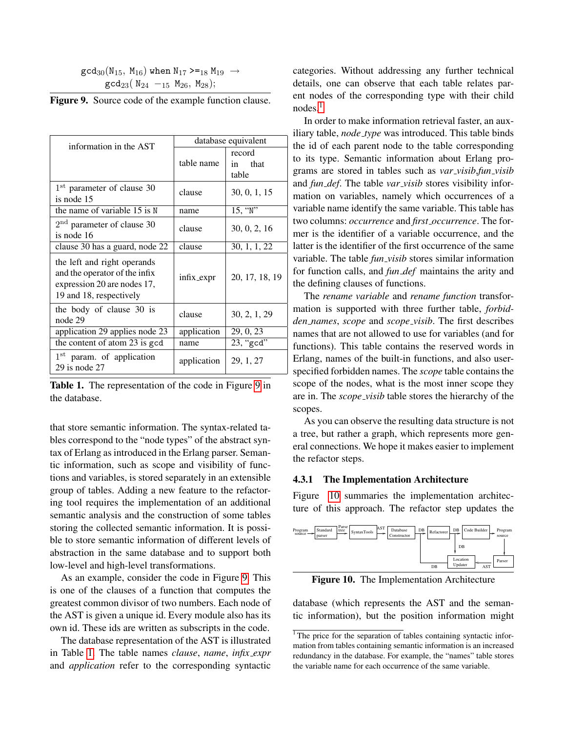```
gcd₃₀(N₁₅, M₁₆) when N₁₇ >=₁₈ M₁₉ →
    gcd₂₃( N₂₄ −₁₅ M₂₆, M₂₈);
```

**Figure 9.** Source code of the example function clause.

| information in the AST | database equivalent | |
|---|---|---|
| | table name | record in that table |
| $1^{st}$ parameter of clause 30 is node 15 | clause | 30, 0, 1, 15 |
| the name of variable 15 is `N` | name | 15, "N" |
| $2^{nd}$ parameter of clause 30 is node 16 | clause | 30, 0, 2, 16 |
| clause 30 has a guard, node 22 | clause | 30, 1, 1, 22 |
| the left and right operands and the operator of the infix expression 20 are nodes 17, 19 and 18, respectively | infix_expr | 20, 17, 18, 19 |
| the body of clause 30 is node 29 | clause | 30, 2, 1, 29 |
| application 29 applies node 23 | application | 29, 0, 23 |
| the content of atom 23 is `gcd` | name | 23, "`gcd`" |
| $1^{st}$ param. of application 29 is node 27 | application | 29, 1, 27 |

**Table 1.** The representation of the code in Figure 9 in the database.

that store semantic information. The syntax-related tables correspond to the "node types" of the abstract syntax of Erlang as introduced in the Erlang parser. Semantic information, such as scope and visibility of functions and variables, is stored separately in an extensible group of tables. Adding a new feature to the refactoring tool requires the implementation of an additional semantic analysis and the construction of some tables storing the collected semantic information. It is possible to store semantic information of different levels of abstraction in the same database and to support both low-level and high-level transformations.

As an example, consider the code in Figure 9. This is one of the clauses of a function that computes the greatest common divisor of two numbers. Each node of the AST is given a unique id. Every module also has its own id. These ids are written as subscripts in the code.

The database representation of the AST is illustrated in Table 1. The table names *clause*, *name*, *infix_expr* and *application* refer to the corresponding syntactic categories. Without addressing any further technical details, one can observe that each table relates parent nodes of the corresponding type with their child nodes.[1]

In order to make information retrieval faster, an auxiliary table, *node_type* was introduced. This table binds the id of each parent node to the table corresponding to its type. Semantic information about Erlang programs are stored in tables such as *var_visib*,*fun_visib* and *fun_def*. The table *var_visib* stores visibility information on variables, namely which occurrences of a variable name identify the same variable. This table has two columns: *occurrence* and *first_occurrence*. The former is the identifier of a variable occurrence, and the latter is the identifier of the first occurrence of the same variable. The table *fun_visib* stores similar information for function calls, and *fun_def* maintains the arity and the defining clauses of functions.

The *rename variable* and *rename function* transformation is supported with three further table, *forbidden_names*, *scope* and *scope_visib*. The first describes names that are not allowed to use for variables (and for functions). This table contains the reserved words in Erlang, names of the built-in functions, and also user-specified forbidden names. The *scope* table contains the scope of the nodes, what is the most inner scope they are in. The *scope_visib* table stores the hierarchy of the scopes.

As you can observe the resulting data structure is not a tree, but rather a graph, which represents more general connections. We hope it makes easier to implement the refactor steps.

#### 4.3.1 The Implementation Architecture

Figure 10 summaries the implementation architecture of this approach. The refactor step updates the

**Figure 10.** The Implementation Architecture

database (which represents the AST and the semantic information), but the position information might

[1] The price for the separation of tables containing syntactic information from tables containing semantic information is an increased redundancy in the database. For example, the "names" table stores the variable name for each occurrence of the same variable.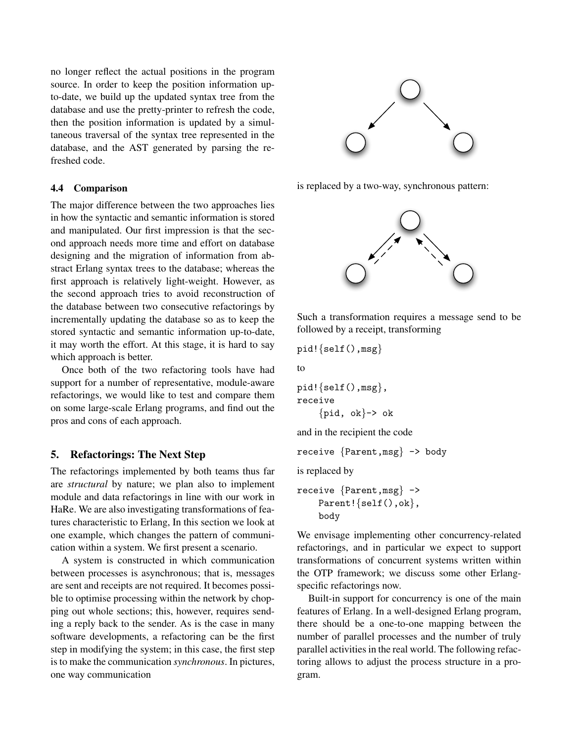no longer reflect the actual positions in the program source. In order to keep the position information up-to-date, we build up the updated syntax tree from the database and use the pretty-printer to refresh the code, then the position information is updated by a simultaneous traversal of the syntax tree represented in the database, and the AST generated by parsing the refreshed code.

### 4.4 Comparison

The major difference between the two approaches lies in how the syntactic and semantic information is stored and manipulated. Our first impression is that the second approach needs more time and effort on database designing and the migration of information from abstract Erlang syntax trees to the database; whereas the first approach is relatively light-weight. However, as the second approach tries to avoid reconstruction of the database between two consecutive refactorings by incrementally updating the database so as to keep the stored syntactic and semantic information up-to-date, it may worth the effort. At this stage, it is hard to say which approach is better.

Once both of the two refactoring tools have had support for a number of representative, module-aware refactorings, we would like to test and compare them on some large-scale Erlang programs, and find out the pros and cons of each approach.

## 5. Refactorings: The Next Step

The refactorings implemented by both teams thus far are *structural* by nature; we plan also to implement module and data refactorings in line with our work in HaRe. We are also investigating transformations of features characteristic to Erlang, In this section we look at one example, which changes the pattern of communication within a system. We first present a scenario.

A system is constructed in which communication between processes is asynchronous; that is, messages are sent and receipts are not required. It becomes possible to optimise processing within the network by chopping out whole sections; this, however, requires sending a reply back to the sender. As is the case in many software developments, a refactoring can be the first step in modifying the system; in this case, the first step is to make the communication *synchronous*. In pictures, one way communication

is replaced by a two-way, synchronous pattern:

Such a transformation requires a message send to be followed by a receipt, transforming

```
pid!{self(),msg}
```

to

```
pid!{self(),msg},
receive
    {pid, ok}-> ok
```

and in the recipient the code

```
receive {Parent,msg} -> body
```

is replaced by

```
receive {Parent,msg} ->
    Parent!{self(),ok},
    body
```

We envisage implementing other concurrency-related refactorings, and in particular we expect to support transformations of concurrent systems written within the OTP framework; we discuss some other Erlang-specific refactorings now.

Built-in support for concurrency is one of the main features of Erlang. In a well-designed Erlang program, there should be a one-to-one mapping between the number of parallel processes and the number of truly parallel activities in the real world. The following refactoring allows to adjust the process structure in a program.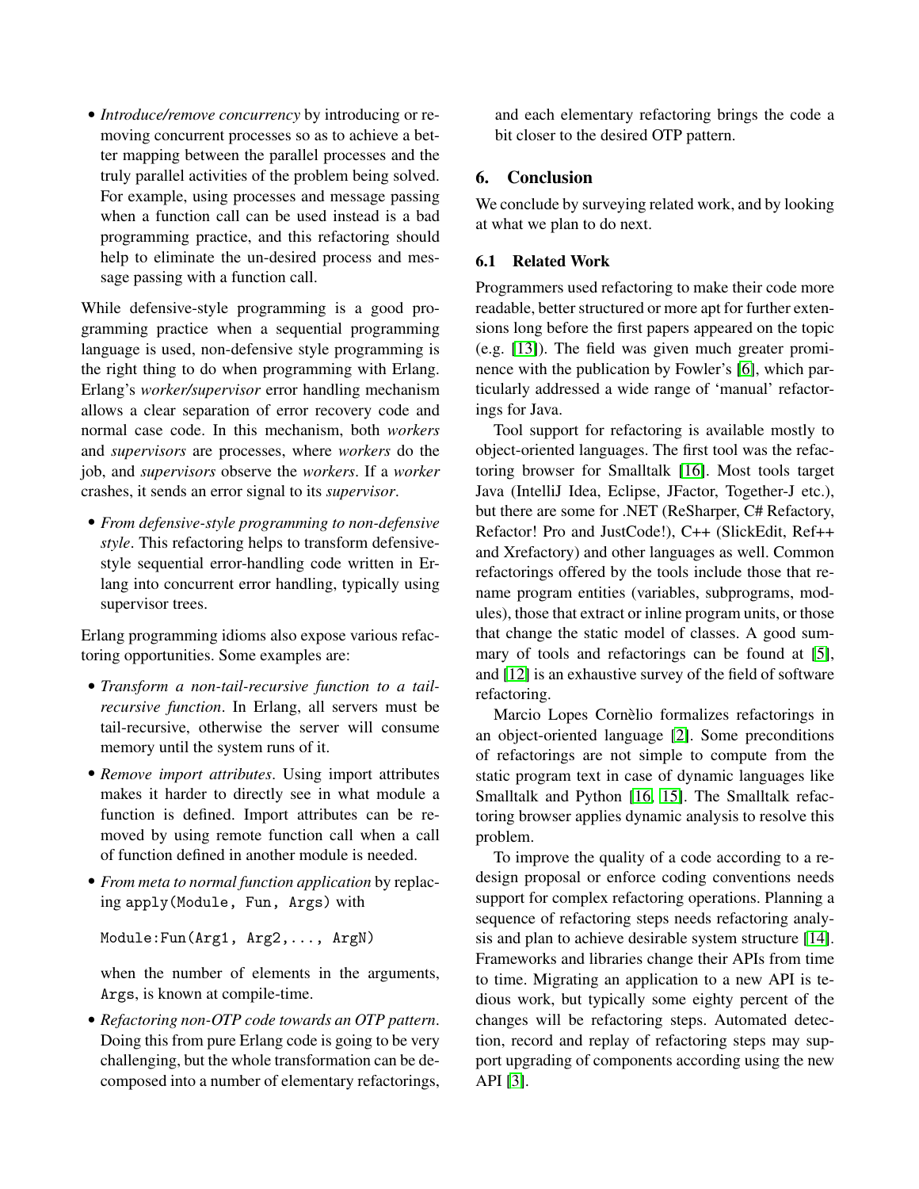- *Introduce/remove concurrency* by introducing or removing concurrent processes so as to achieve a better mapping between the parallel processes and the truly parallel activities of the problem being solved. For example, using processes and message passing when a function call can be used instead is a bad programming practice, and this refactoring should help to eliminate the un-desired process and message passing with a function call.

While defensive-style programming is a good programming practice when a sequential programming language is used, non-defensive style programming is the right thing to do when programming with Erlang. Erlang's *worker/supervisor* error handling mechanism allows a clear separation of error recovery code and normal case code. In this mechanism, both *workers* and *supervisors* are processes, where *workers* do the job, and *supervisors* observe the *workers*. If a *worker* crashes, it sends an error signal to its *supervisor*.

- *From defensive-style programming to non-defensive style*. This refactoring helps to transform defensive-style sequential error-handling code written in Erlang into concurrent error handling, typically using supervisor trees.

Erlang programming idioms also expose various refactoring opportunities. Some examples are:

- *Transform a non-tail-recursive function to a tail-recursive function*. In Erlang, all servers must be tail-recursive, otherwise the server will consume memory until the system runs of it.
- *Remove import attributes*. Using import attributes makes it harder to directly see in what module a function is defined. Import attributes can be removed by using remote function call when a call of function defined in another module is needed.
- *From meta to normal function application* by replacing `apply(Module, Fun, Args)` with

  ```
  Module:Fun(Arg1, Arg2,..., ArgN)
  ```

  when the number of elements in the arguments, `Args`, is known at compile-time.
- *Refactoring non-OTP code towards an OTP pattern*. Doing this from pure Erlang code is going to be very challenging, but the whole transformation can be decomposed into a number of elementary refactorings, and each elementary refactoring brings the code a bit closer to the desired OTP pattern.

## 6. Conclusion

We conclude by surveying related work, and by looking at what we plan to do next.

### 6.1 Related Work

Programmers used refactoring to make their code more readable, better structured or more apt for further extensions long before the first papers appeared on the topic (e.g. [13]). The field was given much greater prominence with the publication by Fowler's [6], which particularly addressed a wide range of 'manual' refactorings for Java.

Tool support for refactoring is available mostly to object-oriented languages. The first tool was the refactoring browser for Smalltalk [16]. Most tools target Java (IntelliJ Idea, Eclipse, JFactor, Together-J etc.), but there are some for .NET (ReSharper, C# Refactory, Refactor! Pro and JustCode!), C++ (SlickEdit, Ref++ and Xrefactory) and other languages as well. Common refactorings offered by the tools include those that rename program entities (variables, subprograms, modules), those that extract or inline program units, or those that change the static model of classes. A good summary of tools and refactorings can be found at [5], and [12] is an exhaustive survey of the field of software refactoring.

Marcio Lopes Cornèlio formalizes refactorings in an object-oriented language [2]. Some preconditions of refactorings are not simple to compute from the static program text in case of dynamic languages like Smalltalk and Python [16, 15]. The Smalltalk refactoring browser applies dynamic analysis to resolve this problem.

To improve the quality of a code according to a redesign proposal or enforce coding conventions needs support for complex refactoring operations. Planning a sequence of refactoring steps needs refactoring analysis and plan to achieve desirable system structure [14]. Frameworks and libraries change their APIs from time to time. Migrating an application to a new API is tedious work, but typically some eighty percent of the changes will be refactoring steps. Automated detection, record and replay of refactoring steps may support upgrading of components according using the new API [3].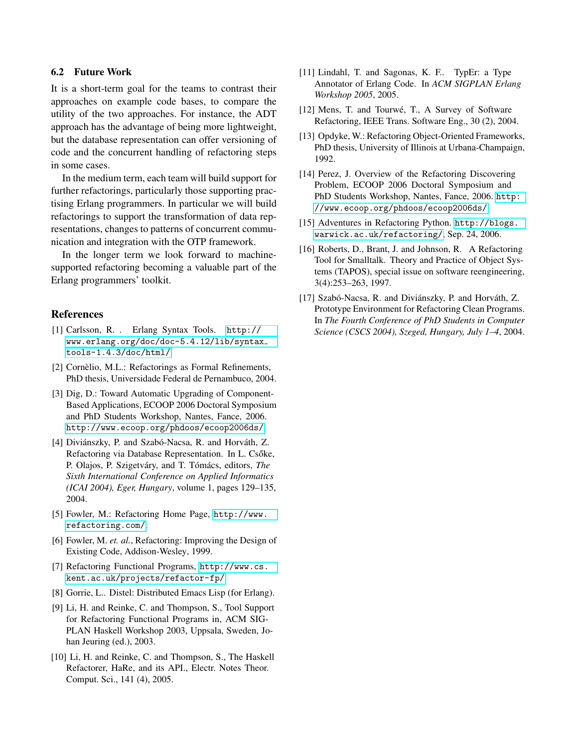### 6.2 Future Work

It is a short-term goal for the teams to contrast their approaches on example code bases, to compare the utility of the two approaches. For instance, the ADT approach has the advantage of being more lightweight, but the database representation can offer versioning of code and the concurrent handling of refactoring steps in some cases.

In the medium term, each team will build support for further refactorings, particularly those supporting practising Erlang programmers. In particular we will build refactorings to support the transformation of data representations, changes to patterns of concurrent communication and integration with the OTP framework.

In the longer term we look forward to machine-supported refactoring becoming a valuable part of the Erlang programmers' toolkit.

## References

[1] Carlsson, R. . Erlang Syntax Tools. http://www.erlang.org/doc/doc-5.4.12/lib/syntax_tools-1.4.3/doc/html/

[2] Cornèlio, M.L.: Refactorings as Formal Refinements, PhD thesis, Universidade Federal de Pernambuco, 2004.

[3] Dig, D.: Toward Automatic Upgrading of Component-Based Applications, ECOOP 2006 Doctoral Symposium and PhD Students Workshop, Nantes, Fance, 2006. http://www.ecoop.org/phdoos/ecoop2006ds/.

[4] Diviánszky, P. and Szabó-Nacsa, R. and Horváth, Z. Refactoring via Database Representation. In L. Csőke, P. Olajos, P. Szigetváry, and T. Tómács, editors, *The Sixth International Conference on Applied Informatics (ICAI 2004), Eger, Hungary*, volume 1, pages 129–135, 2004.

[5] Fowler, M.: Refactoring Home Page, http://www.refactoring.com/.

[6] Fowler, M. *et. al.*, Refactoring: Improving the Design of Existing Code, Addison-Wesley, 1999.

[7] Refactoring Functional Programs, http://www.cs.kent.ac.uk/projects/refactor-fp/.

[8] Gorrie, L.. Distel: Distributed Emacs Lisp (for Erlang).

[9] Li, H. and Reinke, C. and Thompson, S., Tool Support for Refactoring Functional Programs in, ACM SIGPLAN Haskell Workshop 2003, Uppsala, Sweden, Johan Jeuring (ed.), 2003.

[10] Li, H. and Reinke, C. and Thompson, S., The Haskell Refactorer, HaRe, and its API., Electr. Notes Theor. Comput. Sci., 141 (4), 2005.

[11] Lindahl, T. and Sagonas, K. F.. TypEr: a Type Annotator of Erlang Code. In *ACM SIGPLAN Erlang Workshop 2005*, 2005.

[12] Mens, T. and Tourwé, T., A Survey of Software Refactoring, IEEE Trans. Software Eng., 30 (2), 2004.

[13] Opdyke, W.: Refactoring Object-Oriented Frameworks, PhD thesis, University of Illinois at Urbana-Champaign, 1992.

[14] Perez, J. Overview of the Refactoring Discovering Problem, ECOOP 2006 Doctoral Symposium and PhD Students Workshop, Nantes, Fance, 2006. http://www.ecoop.org/phdoos/ecoop2006ds/.

[15] Adventures in Refactoring Python. http://blogs.warwick.ac.uk/refactoring/, Sep. 24, 2006.

[16] Roberts, D., Brant, J. and Johnson, R. A Refactoring Tool for Smalltalk. Theory and Practice of Object Systems (TAPOS), special issue on software reengineering, 3(4):253–263, 1997.

[17] Szabó-Nacsa, R. and Diviánszky, P. and Horváth, Z. Prototype Environment for Refactoring Clean Programs. In *The Fourth Conference of PhD Students in Computer Science (CSCS 2004), Szeged, Hungary, July 1–4*, 2004.